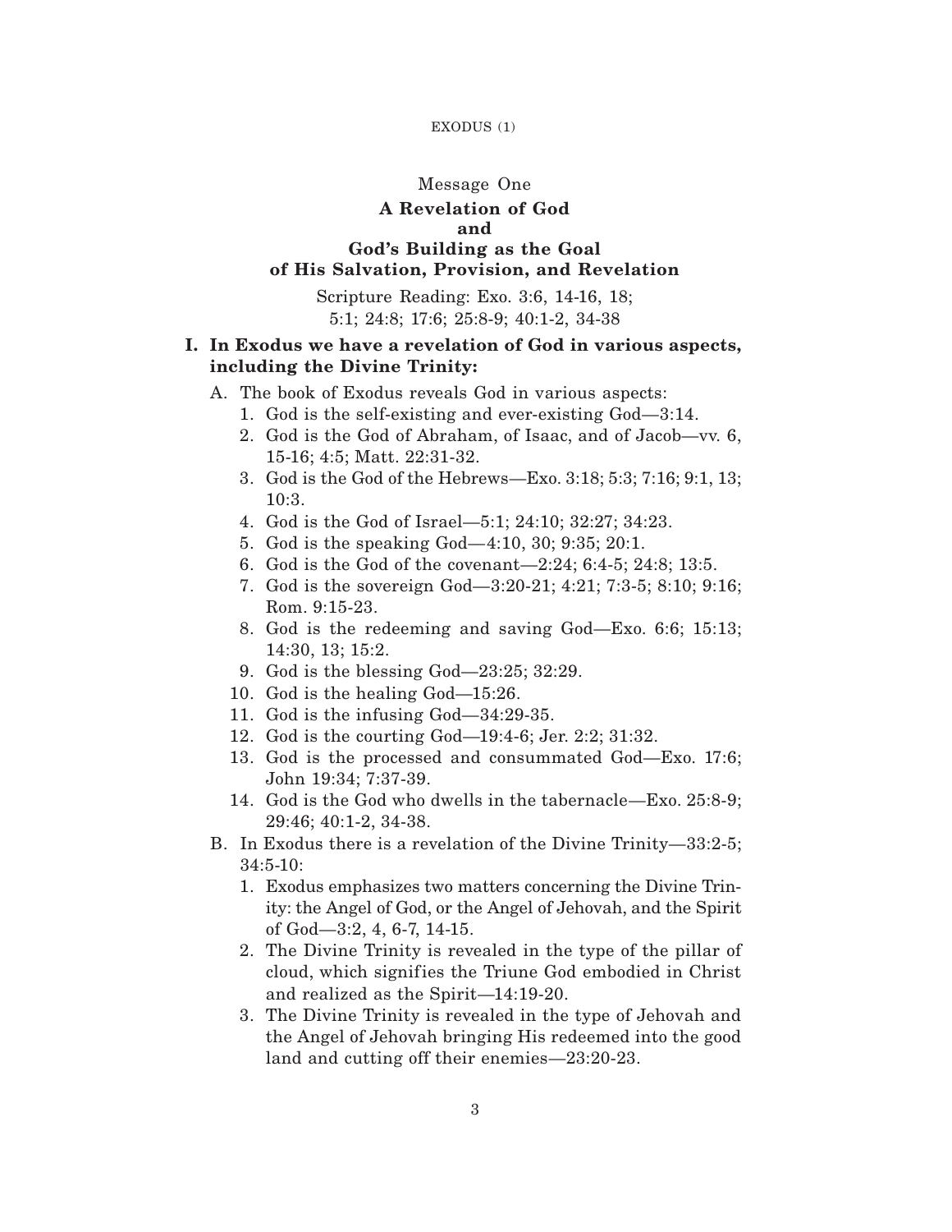## Message One

### A Revelation of God and God's Building as the Goal of His Salvation, Provision, and Revelation

Scripture Reading: Exo. 3:6, 14-16, 18; 5:1; 24:8; 17:6; 25:8-9; 40:1-2, 34-38

**I. In Exodus we have a revelation of God in various aspects, including the Divine Trinity:**

A. The book of Exodus reveals God in various aspects:

1. God is the self-existing and ever-existing God—3:14.
2. God is the God of Abraham, of Isaac, and of Jacob—vv. 6, 15-16; 4:5; Matt. 22:31-32.
3. God is the God of the Hebrews—Exo. 3:18; 5:3; 7:16; 9:1, 13; 10:3.
4. God is the God of Israel—5:1; 24:10; 32:27; 34:23.
5. God is the speaking God—4:10, 30; 9:35; 20:1.
6. God is the God of the covenant—2:24; 6:4-5; 24:8; 13:5.
7. God is the sovereign God—3:20-21; 4:21; 7:3-5; 8:10; 9:16; Rom. 9:15-23.
8. God is the redeeming and saving God—Exo. 6:6; 15:13; 14:30, 13; 15:2.
9. God is the blessing God—23:25; 32:29.
10. God is the healing God—15:26.
11. God is the infusing God—34:29-35.
12. God is the courting God—19:4-6; Jer. 2:2; 31:32.
13. God is the processed and consummated God—Exo. 17:6; John 19:34; 7:37-39.
14. God is the God who dwells in the tabernacle—Exo. 25:8-9; 29:46; 40:1-2, 34-38.

B. In Exodus there is a revelation of the Divine Trinity—33:2-5; 34:5-10:

1. Exodus emphasizes two matters concerning the Divine Trinity: the Angel of God, or the Angel of Jehovah, and the Spirit of God—3:2, 4, 6-7, 14-15.
2. The Divine Trinity is revealed in the type of the pillar of cloud, which signifies the Triune God embodied in Christ and realized as the Spirit—14:19-20.
3. The Divine Trinity is revealed in the type of Jehovah and the Angel of Jehovah bringing His redeemed into the good land and cutting off their enemies—23:20-23.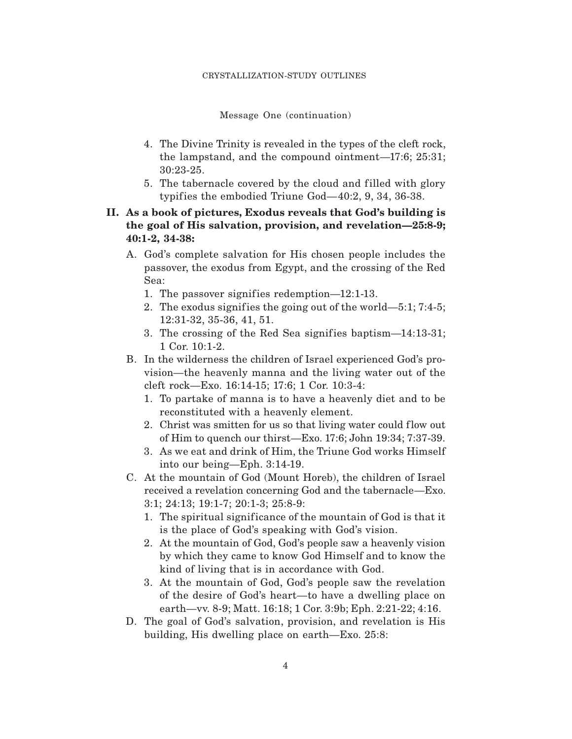Message One (continuation)

4. The Divine Trinity is revealed in the types of the cleft rock, the lampstand, and the compound ointment—17:6; 25:31; 30:23-25.
5. The tabernacle covered by the cloud and filled with glory typifies the embodied Triune God—40:2, 9, 34, 36-38.

## II. As a book of pictures, Exodus reveals that God's building is the goal of His salvation, provision, and revelation—25:8-9; 40:1-2, 34-38:

A. God's complete salvation for His chosen people includes the passover, the exodus from Egypt, and the crossing of the Red Sea:
   1. The passover signifies redemption—12:1-13.
   2. The exodus signifies the going out of the world—5:1; 7:4-5; 12:31-32, 35-36, 41, 51.
   3. The crossing of the Red Sea signifies baptism—14:13-31; 1 Cor. 10:1-2.

B. In the wilderness the children of Israel experienced God's provision—the heavenly manna and the living water out of the cleft rock—Exo. 16:14-15; 17:6; 1 Cor. 10:3-4:
   1. To partake of manna is to have a heavenly diet and to be reconstituted with a heavenly element.
   2. Christ was smitten for us so that living water could flow out of Him to quench our thirst—Exo. 17:6; John 19:34; 7:37-39.
   3. As we eat and drink of Him, the Triune God works Himself into our being—Eph. 3:14-19.

C. At the mountain of God (Mount Horeb), the children of Israel received a revelation concerning God and the tabernacle—Exo. 3:1; 24:13; 19:1-7; 20:1-3; 25:8-9:
   1. The spiritual significance of the mountain of God is that it is the place of God's speaking with God's vision.
   2. At the mountain of God, God's people saw a heavenly vision by which they came to know God Himself and to know the kind of living that is in accordance with God.
   3. At the mountain of God, God's people saw the revelation of the desire of God's heart—to have a dwelling place on earth—vv. 8-9; Matt. 16:18; 1 Cor. 3:9b; Eph. 2:21-22; 4:16.

D. The goal of God's salvation, provision, and revelation is His building, His dwelling place on earth—Exo. 25:8: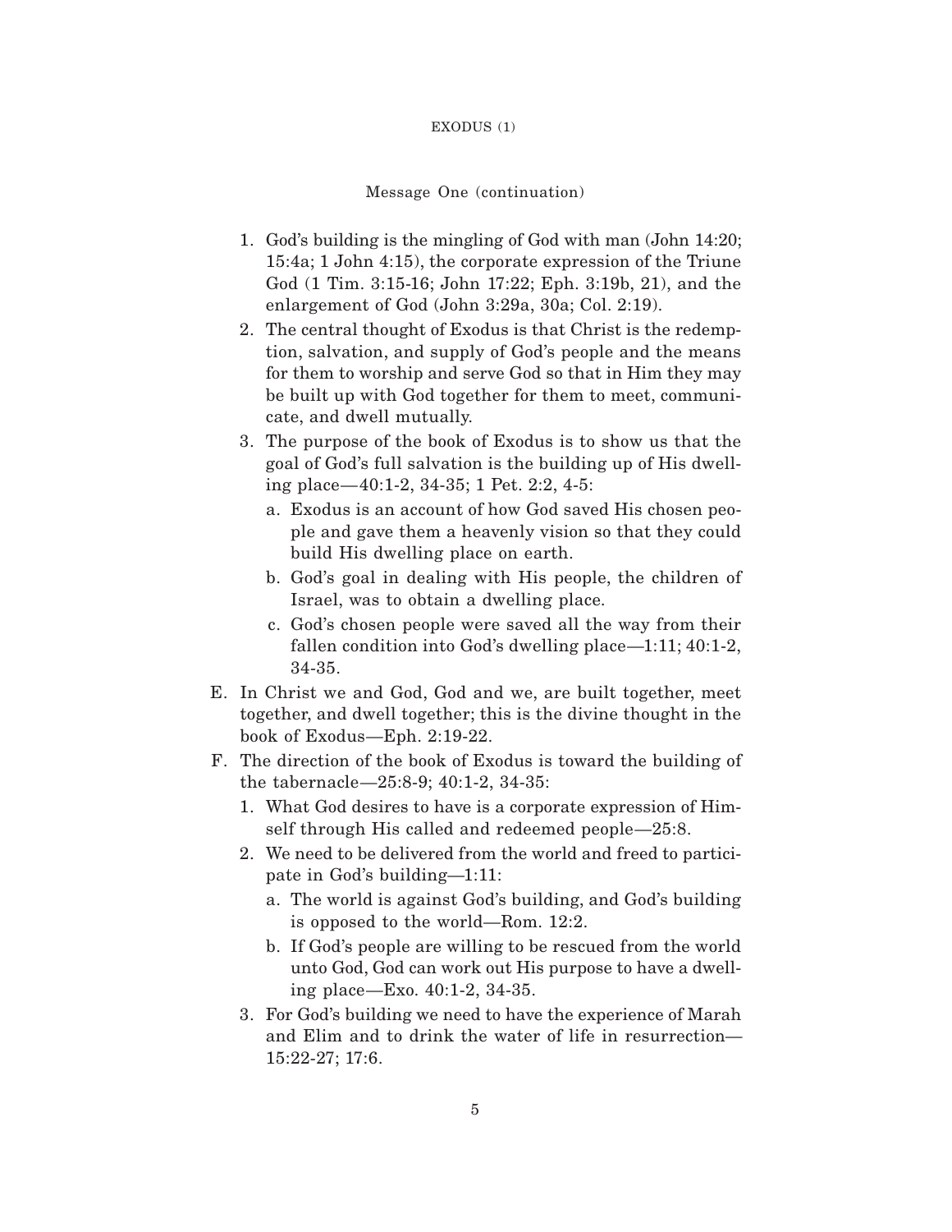Message One (continuation)

1. God's building is the mingling of God with man (John 14:20; 15:4a; 1 John 4:15), the corporate expression of the Triune God (1 Tim. 3:15-16; John 17:22; Eph. 3:19b, 21), and the enlargement of God (John 3:29a, 30a; Col. 2:19).
2. The central thought of Exodus is that Christ is the redemption, salvation, and supply of God's people and the means for them to worship and serve God so that in Him they may be built up with God together for them to meet, communicate, and dwell mutually.
3. The purpose of the book of Exodus is to show us that the goal of God's full salvation is the building up of His dwelling place—40:1-2, 34-35; 1 Pet. 2:2, 4-5:
   a. Exodus is an account of how God saved His chosen people and gave them a heavenly vision so that they could build His dwelling place on earth.
   b. God's goal in dealing with His people, the children of Israel, was to obtain a dwelling place.
   c. God's chosen people were saved all the way from their fallen condition into God's dwelling place—1:11; 40:1-2, 34-35.

E. In Christ we and God, God and we, are built together, meet together, and dwell together; this is the divine thought in the book of Exodus—Eph. 2:19-22.

F. The direction of the book of Exodus is toward the building of the tabernacle—25:8-9; 40:1-2, 34-35:
   1. What God desires to have is a corporate expression of Himself through His called and redeemed people—25:8.
   2. We need to be delivered from the world and freed to participate in God's building—1:11:
      a. The world is against God's building, and God's building is opposed to the world—Rom. 12:2.
      b. If God's people are willing to be rescued from the world unto God, God can work out His purpose to have a dwelling place—Exo. 40:1-2, 34-35.
   3. For God's building we need to have the experience of Marah and Elim and to drink the water of life in resurrection—15:22-27; 17:6.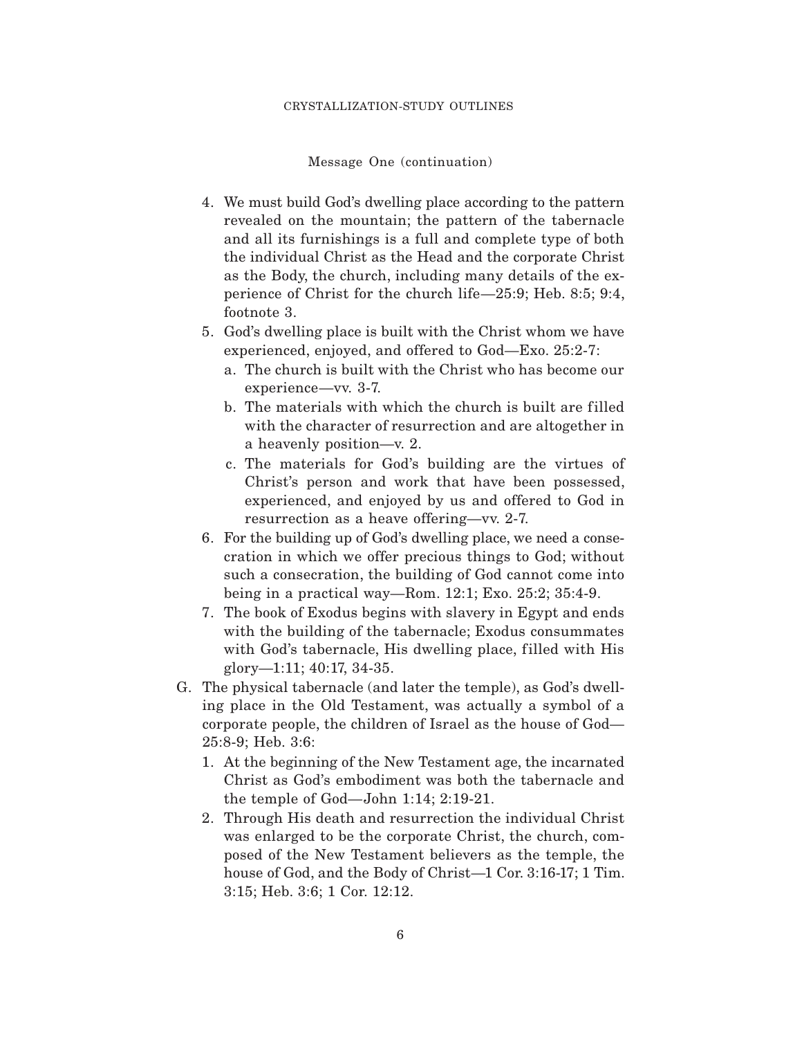Message One (continuation)

4. We must build God's dwelling place according to the pattern revealed on the mountain; the pattern of the tabernacle and all its furnishings is a full and complete type of both the individual Christ as the Head and the corporate Christ as the Body, the church, including many details of the experience of Christ for the church life—25:9; Heb. 8:5; 9:4, footnote 3.
5. God's dwelling place is built with the Christ whom we have experienced, enjoyed, and offered to God—Exo. 25:2-7:
   a. The church is built with the Christ who has become our experience—vv. 3-7.
   b. The materials with which the church is built are filled with the character of resurrection and are altogether in a heavenly position—v. 2.
   c. The materials for God's building are the virtues of Christ's person and work that have been possessed, experienced, and enjoyed by us and offered to God in resurrection as a heave offering—vv. 2-7.
6. For the building up of God's dwelling place, we need a consecration in which we offer precious things to God; without such a consecration, the building of God cannot come into being in a practical way—Rom. 12:1; Exo. 25:2; 35:4-9.
7. The book of Exodus begins with slavery in Egypt and ends with the building of the tabernacle; Exodus consummates with God's tabernacle, His dwelling place, filled with His glory—1:11; 40:17, 34-35.

G. The physical tabernacle (and later the temple), as God's dwelling place in the Old Testament, was actually a symbol of a corporate people, the children of Israel as the house of God—25:8-9; Heb. 3:6:
   1. At the beginning of the New Testament age, the incarnated Christ as God's embodiment was both the tabernacle and the temple of God—John 1:14; 2:19-21.
   2. Through His death and resurrection the individual Christ was enlarged to be the corporate Christ, the church, composed of the New Testament believers as the temple, the house of God, and the Body of Christ—1 Cor. 3:16-17; 1 Tim. 3:15; Heb. 3:6; 1 Cor. 12:12.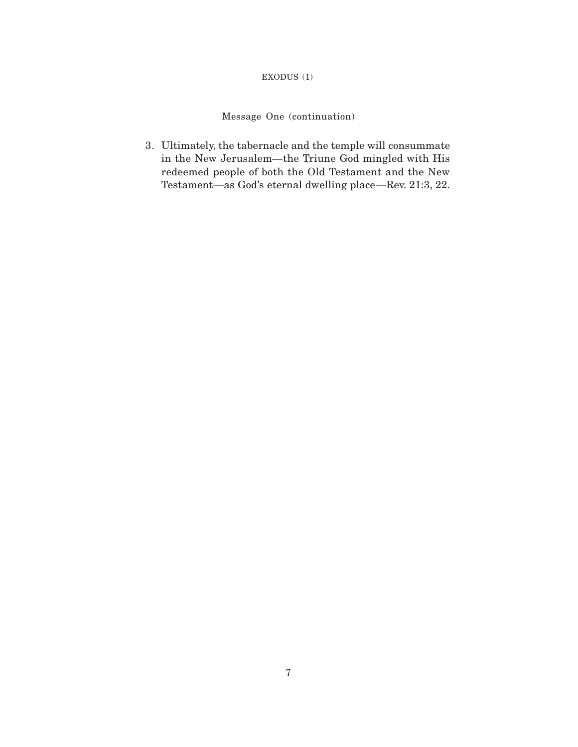Message One (continuation)

3. Ultimately, the tabernacle and the temple will consummate in the New Jerusalem—the Triune God mingled with His redeemed people of both the Old Testament and the New Testament—as God's eternal dwelling place—Rev. 21:3, 22.